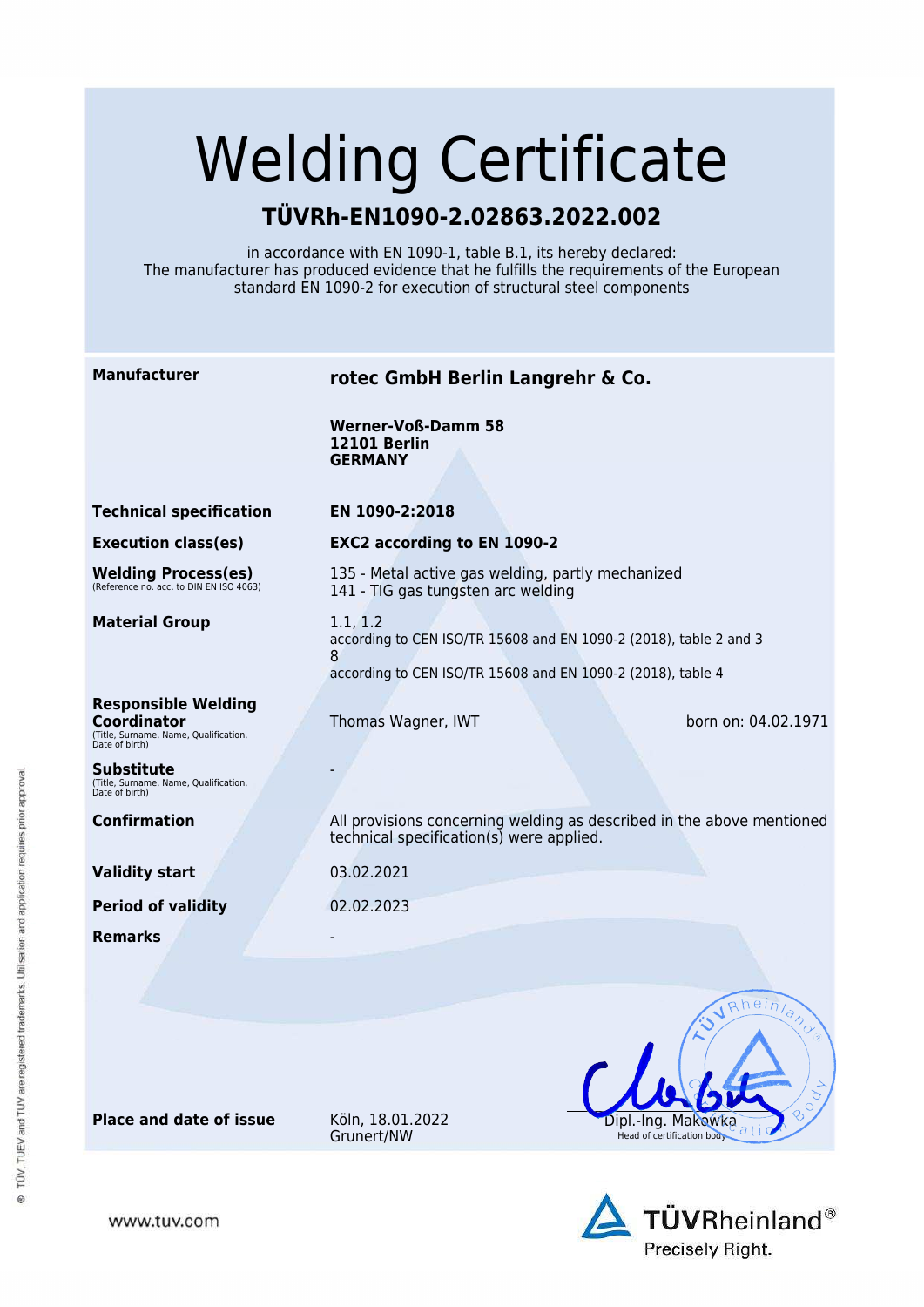# Welding Certificate

## TÜVRh-EN1090-2.02863.2022.002

in accordance with EN 1090-1, table B.1, its hereby declared:
The manufacturer has produced evidence that he fulfills the requirements of the European standard EN 1090-2 for execution of structural steel components

| | | |
|---|---|---|
| **Manufacturer** | **rotec GmbH Berlin Langrehr & Co.**<br><br>**Werner-Voß-Damm 58**<br>**12101 Berlin**<br>**GERMANY** | |
| **Technical specification** | **EN 1090-2:2018** | |
| **Execution class(es)** | **EXC2 according to EN 1090-2** | |
| **Welding Process(es)**<br>(Reference no. acc. to DIN EN ISO 4063) | 135 - Metal active gas welding, partly mechanized<br>141 - TIG gas tungsten arc welding | |
| **Material Group** | 1.1, 1.2<br>according to CEN ISO/TR 15608 and EN 1090-2 (2018), table 2 and 3<br>8<br>according to CEN ISO/TR 15608 and EN 1090-2 (2018), table 4 | |
| **Responsible Welding Coordinator**<br>(Title, Surname, Name, Qualification, Date of birth) | Thomas Wagner, IWT | born on: 04.02.1971 |
| **Substitute**<br>(Title, Surname, Name, Qualification, Date of birth) | - | |
| **Confirmation** | All provisions concerning welding as described in the above mentioned technical specification(s) were applied. | |
| **Validity start** | 03.02.2021 | |
| **Period of validity** | 02.02.2023 | |
| **Remarks** | - | |
| **Place and date of issue** | Köln, 18.01.2022<br>Grunert/NW | Dipl.-Ing. Makowka<br>Head of certification body |

© TÜV, TUEV and TUV are registered trademarks. Utilisation and application requires prior approval.

www.tuv.com

TÜVRheinland®
Precisely Right.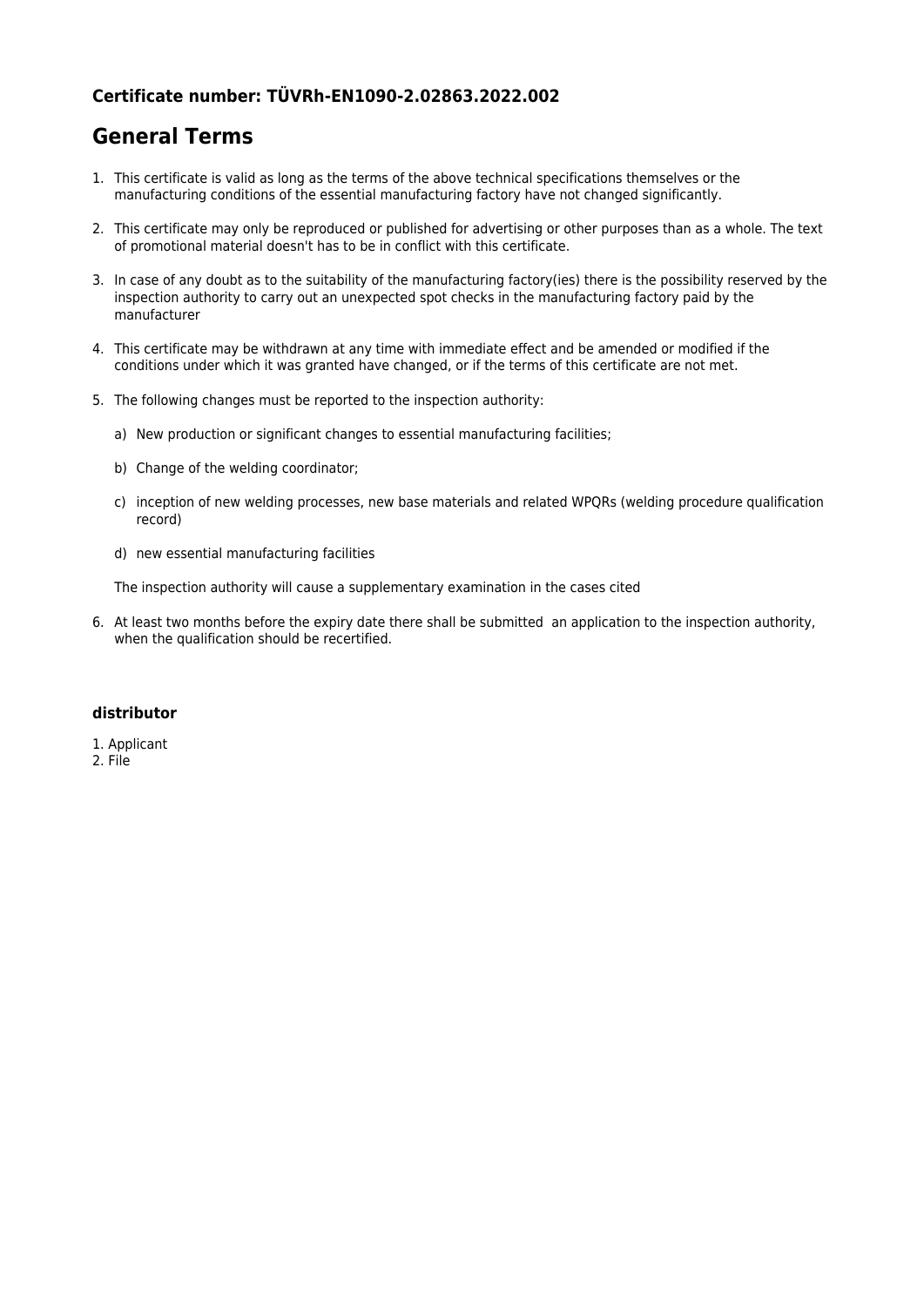### Certificate number: TÜVRh-EN1090-2.02863.2022.002

## General Terms

1. This certificate is valid as long as the terms of the above technical specifications themselves or the manufacturing conditions of the essential manufacturing factory have not changed significantly.

2. This certificate may only be reproduced or published for advertising or other purposes than as a whole. The text of promotional material doesn't has to be in conflict with this certificate.

3. In case of any doubt as to the suitability of the manufacturing factory(ies) there is the possibility reserved by the inspection authority to carry out an unexpected spot checks in the manufacturing factory paid by the manufacturer

4. This certificate may be withdrawn at any time with immediate effect and be amended or modified if the conditions under which it was granted have changed, or if the terms of this certificate are not met.

5. The following changes must be reported to the inspection authority:

   a) New production or significant changes to essential manufacturing facilities;

   b) Change of the welding coordinator;

   c) inception of new welding processes, new base materials and related WPQRs (welding procedure qualification record)

   d) new essential manufacturing facilities

   The inspection authority will cause a supplementary examination in the cases cited

6. At least two months before the expiry date there shall be submitted an application to the inspection authority, when the qualification should be recertified.

### distributor

1. Applicant
2. File